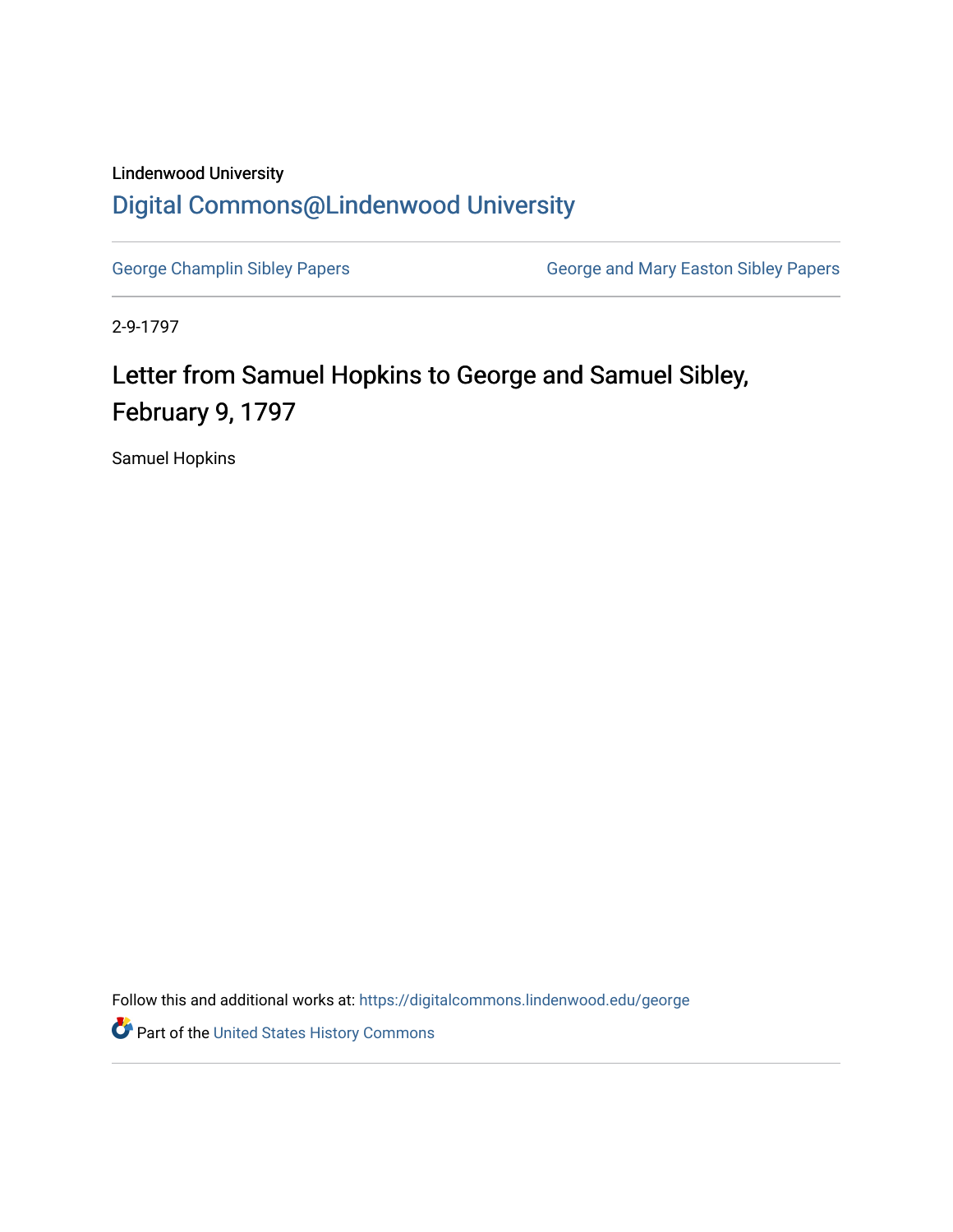Lindenwood University

# Digital Commons@Lindenwood University

George Champlin Sibley Papers

George and Mary Easton Sibley Papers

2-9-1797

## Letter from Samuel Hopkins to George and Samuel Sibley, February 9, 1797

Samuel Hopkins

Follow this and additional works at: https://digitalcommons.lindenwood.edu/george

Part of the United States History Commons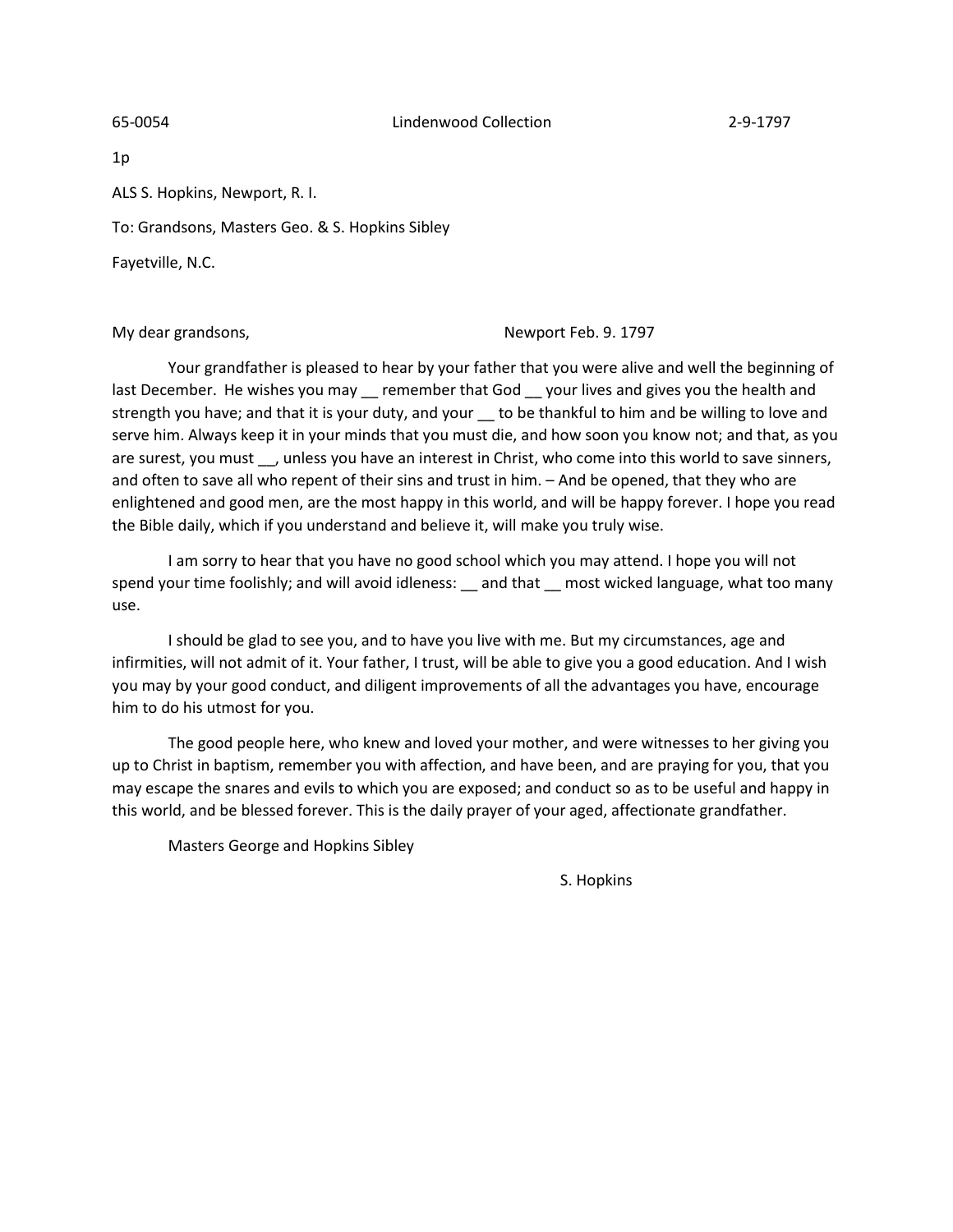65-0054 Lindenwood Collection 2-9-1797

1p

ALS S. Hopkins, Newport, R. I.

To: Grandsons, Masters Geo. & S. Hopkins Sibley

Fayetville, N.C.

My dear grandsons, Newport Feb. 9. 1797

Your grandfather is pleased to hear by your father that you were alive and well the beginning of last December. He wishes you may __ remember that God __ your lives and gives you the health and strength you have; and that it is your duty, and your __ to be thankful to him and be willing to love and serve him. Always keep it in your minds that you must die, and how soon you know not; and that, as you are surest, you must __, unless you have an interest in Christ, who come into this world to save sinners, and often to save all who repent of their sins and trust in him. – And be opened, that they who are enlightened and good men, are the most happy in this world, and will be happy forever. I hope you read the Bible daily, which if you understand and believe it, will make you truly wise.

I am sorry to hear that you have no good school which you may attend. I hope you will not spend your time foolishly; and will avoid idleness: __ and that __ most wicked language, what too many use.

I should be glad to see you, and to have you live with me. But my circumstances, age and infirmities, will not admit of it. Your father, I trust, will be able to give you a good education. And I wish you may by your good conduct, and diligent improvements of all the advantages you have, encourage him to do his utmost for you.

The good people here, who knew and loved your mother, and were witnesses to her giving you up to Christ in baptism, remember you with affection, and have been, and are praying for you, that you may escape the snares and evils to which you are exposed; and conduct so as to be useful and happy in this world, and be blessed forever. This is the daily prayer of your aged, affectionate grandfather.

Masters George and Hopkins Sibley

S. Hopkins